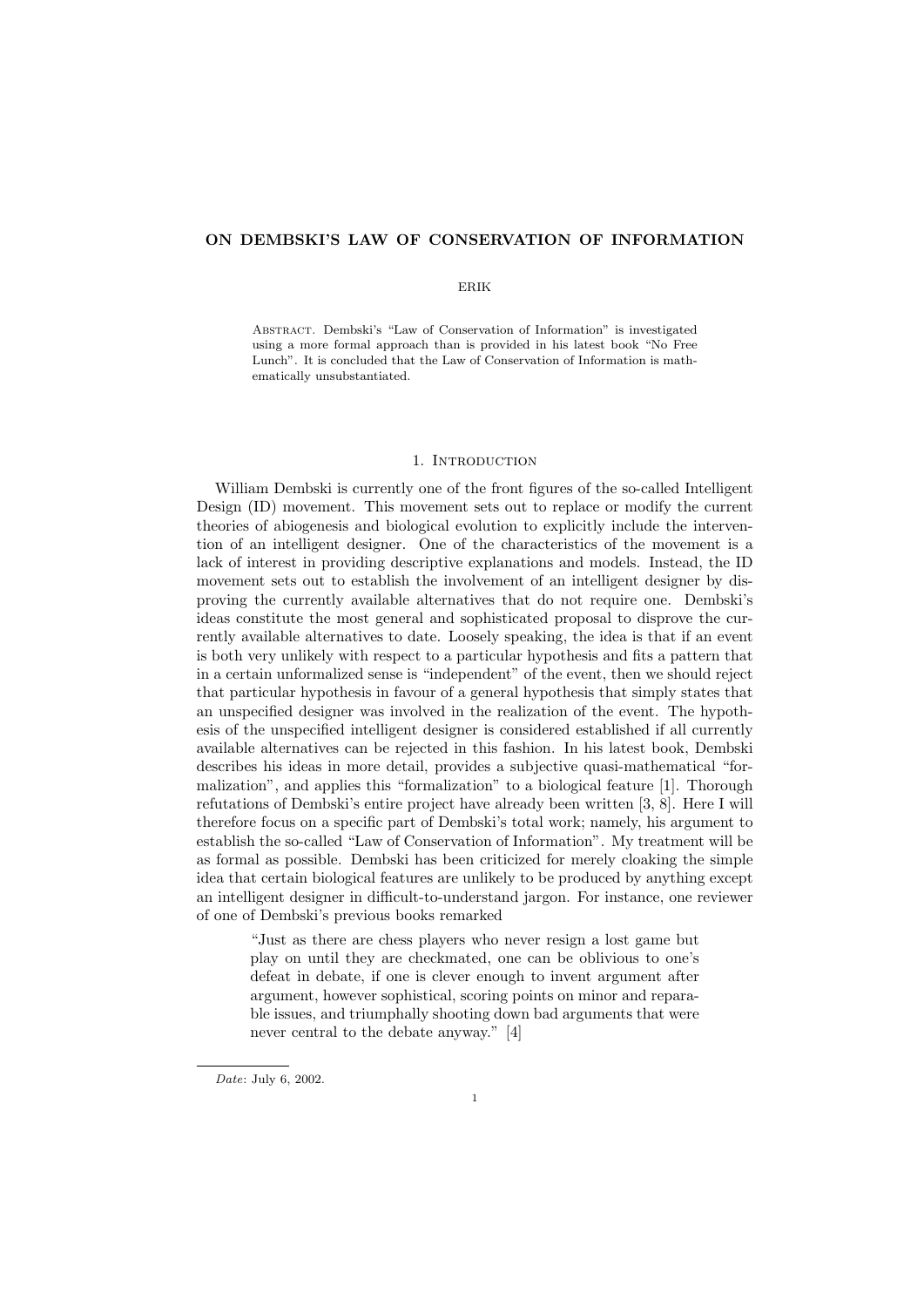# ON DEMBSKI'S LAW OF CONSERVATION OF INFORMATION

ERIK

Abstract. Dembski's "Law of Conservation of Information" is investigated using a more formal approach than is provided in his latest book "No Free Lunch". It is concluded that the Law of Conservation of Information is mathematically unsubstantiated.

## 1. Introduction

William Dembski is currently one of the front figures of the so-called Intelligent Design (ID) movement. This movement sets out to replace or modify the current theories of abiogenesis and biological evolution to explicitly include the intervention of an intelligent designer. One of the characteristics of the movement is a lack of interest in providing descriptive explanations and models. Instead, the ID movement sets out to establish the involvement of an intelligent designer by disproving the currently available alternatives that do not require one. Dembski's ideas constitute the most general and sophisticated proposal to disprove the currently available alternatives to date. Loosely speaking, the idea is that if an event is both very unlikely with respect to a particular hypothesis and fits a pattern that in a certain unformalized sense is "independent" of the event, then we should reject that particular hypothesis in favour of a general hypothesis that simply states that an unspecified designer was involved in the realization of the event. The hypothesis of the unspecified intelligent designer is considered established if all currently available alternatives can be rejected in this fashion. In his latest book, Dembski describes his ideas in more detail, provides a subjective quasi-mathematical "formalization", and applies this "formalization" to a biological feature [1]. Thorough refutations of Dembski's entire project have already been written [3, 8]. Here I will therefore focus on a specific part of Dembski's total work; namely, his argument to establish the so-called "Law of Conservation of Information". My treatment will be as formal as possible. Dembski has been criticized for merely cloaking the simple idea that certain biological features are unlikely to be produced by anything except an intelligent designer in difficult-to-understand jargon. For instance, one reviewer of one of Dembski's previous books remarked

> "Just as there are chess players who never resign a lost game but play on until they are checkmated, one can be oblivious to one's defeat in debate, if one is clever enough to invent argument after argument, however sophistical, scoring points on minor and reparable issues, and triumphally shooting down bad arguments that were never central to the debate anyway." [4]

*Date*: July 6, 2002.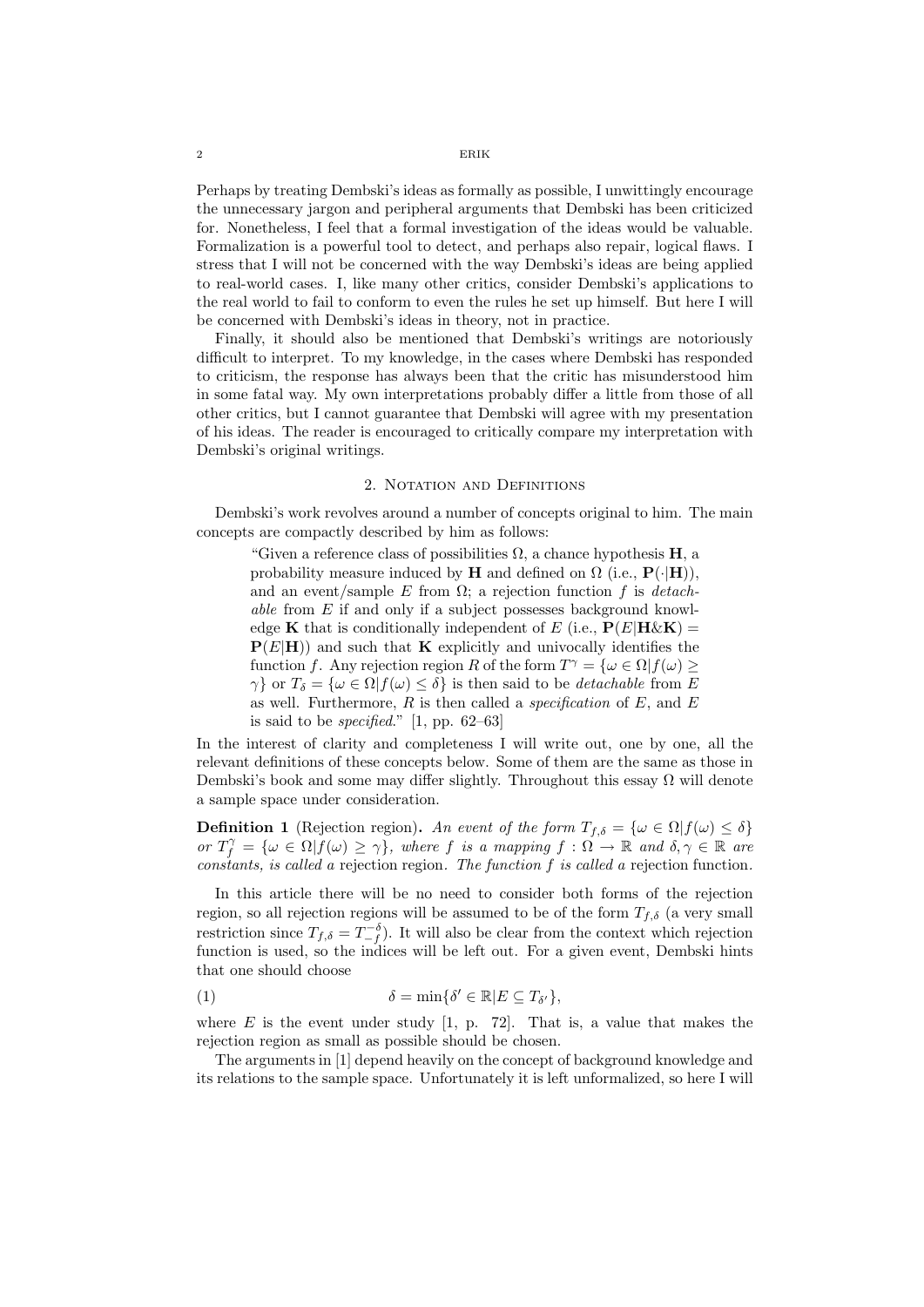Perhaps by treating Dembski's ideas as formally as possible, I unwittingly encourage the unnecessary jargon and peripheral arguments that Dembski has been criticized for. Nonetheless, I feel that a formal investigation of the ideas would be valuable. Formalization is a powerful tool to detect, and perhaps also repair, logical flaws. I stress that I will not be concerned with the way Dembski's ideas are being applied to real-world cases. I, like many other critics, consider Dembski's applications to the real world to fail to conform to even the rules he set up himself. But here I will be concerned with Dembski's ideas in theory, not in practice.

Finally, it should also be mentioned that Dembski's writings are notoriously difficult to interpret. To my knowledge, in the cases where Dembski has responded to criticism, the response has always been that the critic has misunderstood him in some fatal way. My own interpretations probably differ a little from those of all other critics, but I cannot guarantee that Dembski will agree with my presentation of his ideas. The reader is encouraged to critically compare my interpretation with Dembski's original writings.

## 2. Notation and Definitions

Dembski's work revolves around a number of concepts original to him. The main concepts are compactly described by him as follows:

> "Given a reference class of possibilities $\Omega$, a chance hypothesis $\mathbf{H}$, a probability measure induced by $\mathbf{H}$ and defined on $\Omega$ (i.e., $\mathbf{P}(\cdot|\mathbf{H})$), and an event/sample $E$ from $\Omega$; a rejection function $f$ is *detachable* from $E$ if and only if a subject possesses background knowledge $\mathbf{K}$ that is conditionally independent of $E$ (i.e., $\mathbf{P}(E|\mathbf{H}\&\mathbf{K}) = \mathbf{P}(E|\mathbf{H})$) and such that $\mathbf{K}$ explicitly and univocally identifies the function $f$. Any rejection region $R$ of the form $T^\gamma = \{\omega \in \Omega | f(\omega) \geq \gamma\}$ or $T_\delta = \{\omega \in \Omega | f(\omega) \leq \delta\}$ is then said to be *detachable* from $E$ as well. Furthermore, $R$ is then called a *specification* of $E$, and $E$ is said to be *specified*." [1, pp. 62–63]

In the interest of clarity and completeness I will write out, one by one, all the relevant definitions of these concepts below. Some of them are the same as those in Dembski's book and some may differ slightly. Throughout this essay $\Omega$ will denote a sample space under consideration.

**Definition 1** (Rejection region). *An event of the form $T_{f,\delta} = \{\omega \in \Omega | f(\omega) \leq \delta\}$ or $T_f^\gamma = \{\omega \in \Omega | f(\omega) \geq \gamma\}$, where $f$ is a mapping $f : \Omega \to \mathbb{R}$ and $\delta, \gamma \in \mathbb{R}$ are constants, is called a* rejection region*. The function $f$ is called a* rejection function*.*

In this article there will be no need to consider both forms of the rejection region, so all rejection regions will be assumed to be of the form $T_{f,\delta}$ (a very small restriction since $T_{f,\delta} = T_{-f}^{-\delta}$). It will also be clear from the context which rejection function is used, so the indices will be left out. For a given event, Dembski hints that one should choose

$$\delta = \min\{\delta' \in \mathbb{R} | E \subseteq T_{\delta'}\}, \tag{1}$$

where $E$ is the event under study [1, p. 72]. That is, a value that makes the rejection region as small as possible should be chosen.

The arguments in [1] depend heavily on the concept of background knowledge and its relations to the sample space. Unfortunately it is left unformalized, so here I will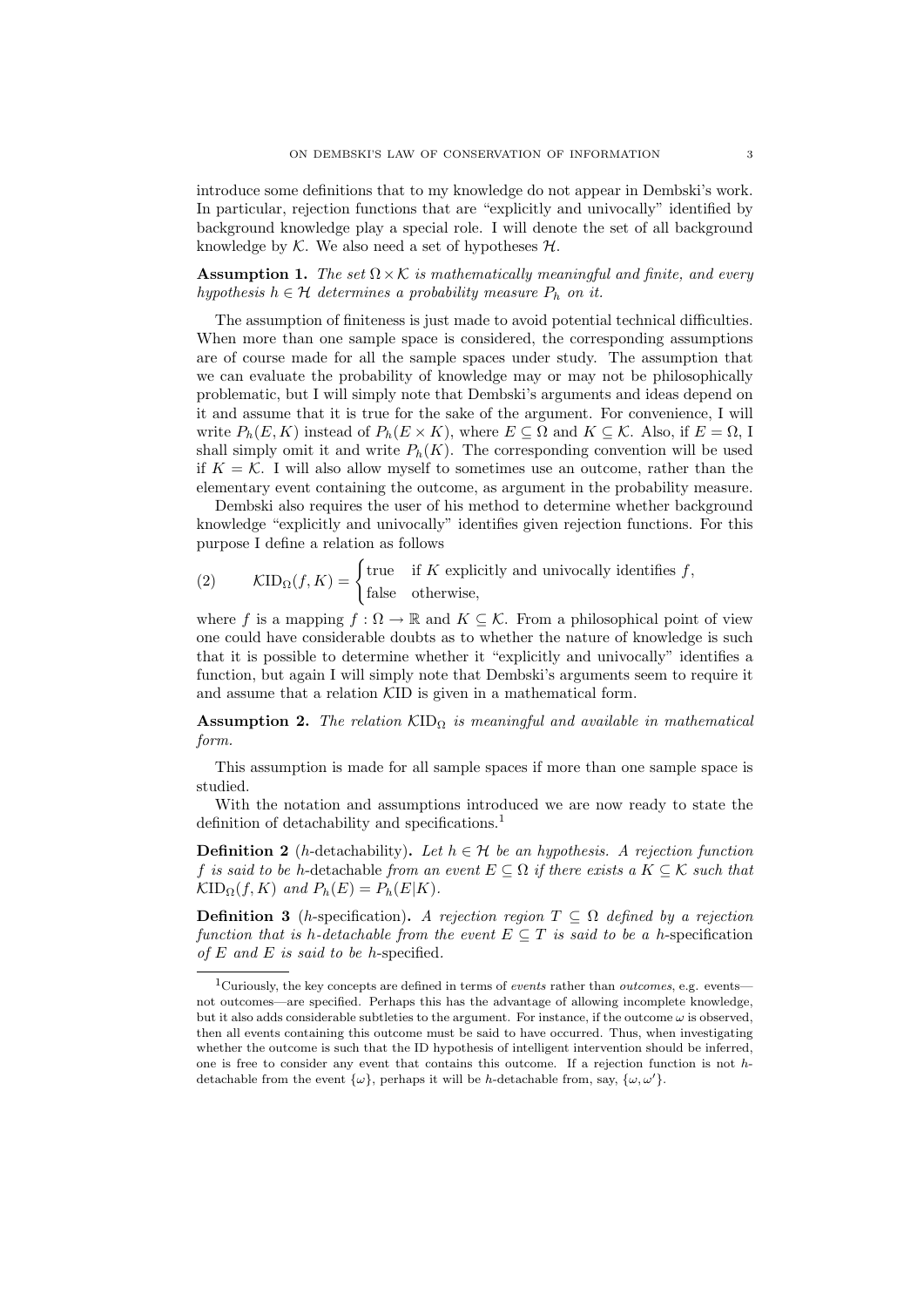introduce some definitions that to my knowledge do not appear in Dembski's work. In particular, rejection functions that are "explicitly and univocally" identified by background knowledge play a special role. I will denote the set of all background knowledge by $\mathcal{K}$. We also need a set of hypotheses $\mathcal{H}$.

**Assumption 1.** *The set $\Omega \times \mathcal{K}$ is mathematically meaningful and finite, and every hypothesis $h \in \mathcal{H}$ determines a probability measure $P_h$ on it.*

The assumption of finiteness is just made to avoid potential technical difficulties. When more than one sample space is considered, the corresponding assumptions are of course made for all the sample spaces under study. The assumption that we can evaluate the probability of knowledge may or may not be philosophically problematic, but I will simply note that Dembski's arguments and ideas depend on it and assume that it is true for the sake of the argument. For convenience, I will write $P_h(E, K)$ instead of $P_h(E \times K)$, where $E \subseteq \Omega$ and $K \subseteq \mathcal{K}$. Also, if $E = \Omega$, I shall simply omit it and write $P_h(K)$. The corresponding convention will be used if $K = \mathcal{K}$. I will also allow myself to sometimes use an outcome, rather than the elementary event containing the outcome, as argument in the probability measure.

Dembski also requires the user of his method to determine whether background knowledge "explicitly and univocally" identifies given rejection functions. For this purpose I define a relation as follows

$$\mathcal{K}\mathrm{ID}_\Omega(f, K) = \begin{cases} \text{true} & \text{if } K \text{ explicitly and univocally identifies } f, \\ \text{false} & \text{otherwise,} \end{cases} \tag{2}$$

where $f$ is a mapping $f : \Omega \to \mathbb{R}$ and $K \subseteq \mathcal{K}$. From a philosophical point of view one could have considerable doubts as to whether the nature of knowledge is such that it is possible to determine whether it "explicitly and univocally" identifies a function, but again I will simply note that Dembski's arguments seem to require it and assume that a relation $\mathcal{K}\mathrm{ID}$ is given in a mathematical form.

**Assumption 2.** *The relation $\mathcal{K}\mathrm{ID}_\Omega$ is meaningful and available in mathematical form.*

This assumption is made for all sample spaces if more than one sample space is studied.

With the notation and assumptions introduced we are now ready to state the definition of detachability and specifications.[1]

**Definition 2** ($h$-detachability)**.** *Let $h \in \mathcal{H}$ be an hypothesis. A rejection function $f$ is said to be* $h$-detachable *from an event $E \subseteq \Omega$ if there exists a $K \subseteq \mathcal{K}$ such that $\mathcal{K}\mathrm{ID}_\Omega(f, K)$ and $P_h(E) = P_h(E|K)$.*

**Definition 3** ($h$-specification)**.** *A rejection region $T \subseteq \Omega$ defined by a rejection function that is $h$-detachable from the event $E \subseteq T$ is said to be a* $h$-specification *of $E$ and $E$ is said to be* $h$-specified*.*

[1] Curiously, the key concepts are defined in terms of *events* rather than *outcomes*, e.g. events—not outcomes—are specified. Perhaps this has the advantage of allowing incomplete knowledge, but it also adds considerable subtleties to the argument. For instance, if the outcome $\omega$ is observed, then all events containing this outcome must be said to have occurred. Thus, when investigating whether the outcome is such that the ID hypothesis of intelligent intervention should be inferred, one is free to consider any event that contains this outcome. If a rejection function is not $h$-detachable from the event $\{\omega\}$, perhaps it will be $h$-detachable from, say, $\{\omega, \omega'\}$.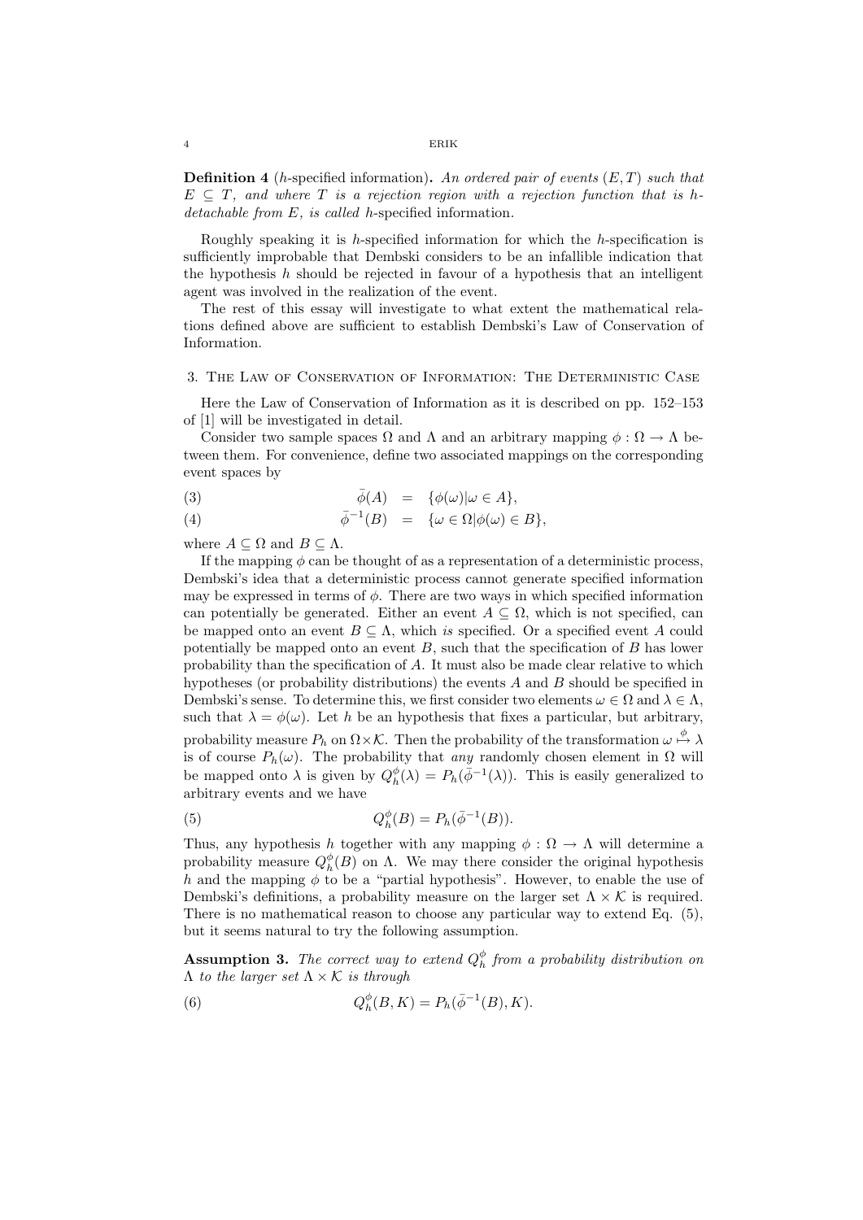**Definition 4** (*h*-specified information)**.** *An ordered pair of events $(E, T)$ such that $E \subseteq T$, and where $T$ is a rejection region with a rejection function that is $h$-detachable from $E$, is called* $h$-specified information.

Roughly speaking it is $h$-specified information for which the $h$-specification is sufficiently improbable that Dembski considers to be an infallible indication that the hypothesis $h$ should be rejected in favour of a hypothesis that an intelligent agent was involved in the realization of the event.

The rest of this essay will investigate to what extent the mathematical relations defined above are sufficient to establish Dembski's Law of Conservation of Information.

## 3. The Law of Conservation of Information: The Deterministic Case

Here the Law of Conservation of Information as it is described on pp. 152–153 of [1] will be investigated in detail.

Consider two sample spaces $\Omega$ and $\Lambda$ and an arbitrary mapping $\phi : \Omega \to \Lambda$ between them. For convenience, define two associated mappings on the corresponding event spaces by

$$\bar{\phi}(A) = \{\phi(\omega) | \omega \in A\}, \tag{3}$$

$$\bar{\phi}^{-1}(B) = \{\omega \in \Omega | \phi(\omega) \in B\}, \tag{4}$$

where $A \subseteq \Omega$ and $B \subseteq \Lambda$.

If the mapping $\phi$ can be thought of as a representation of a deterministic process, Dembski's idea that a deterministic process cannot generate specified information may be expressed in terms of $\phi$. There are two ways in which specified information can potentially be generated. Either an event $A \subseteq \Omega$, which is not specified, can be mapped onto an event $B \subseteq \Lambda$, which *is* specified. Or a specified event $A$ could potentially be mapped onto an event $B$, such that the specification of $B$ has lower probability than the specification of $A$. It must also be made clear relative to which hypotheses (or probability distributions) the events $A$ and $B$ should be specified in Dembski's sense. To determine this, we first consider two elements $\omega \in \Omega$ and $\lambda \in \Lambda$, such that $\lambda = \phi(\omega)$. Let $h$ be an hypothesis that fixes a particular, but arbitrary, probability measure $P_h$ on $\Omega \times \mathcal{K}$. Then the probability of the transformation $\omega \overset{\phi}{\mapsto} \lambda$ is of course $P_h(\omega)$. The probability that *any* randomly chosen element in $\Omega$ will be mapped onto $\lambda$ is given by $Q_h^\phi(\lambda) = P_h(\bar{\phi}^{-1}(\lambda))$. This is easily generalized to arbitrary events and we have

$$Q_h^\phi(B) = P_h(\bar{\phi}^{-1}(B)). \tag{5}$$

Thus, any hypothesis $h$ together with any mapping $\phi : \Omega \to \Lambda$ will determine a probability measure $Q_h^\phi(B)$ on $\Lambda$. We may there consider the original hypothesis $h$ and the mapping $\phi$ to be a "partial hypothesis". However, to enable the use of Dembski's definitions, a probability measure on the larger set $\Lambda \times \mathcal{K}$ is required. There is no mathematical reason to choose any particular way to extend Eq. (5), but it seems natural to try the following assumption.

**Assumption 3.** *The correct way to extend $Q_h^\phi$ from a probability distribution on $\Lambda$ to the larger set $\Lambda \times \mathcal{K}$ is through*

$$Q_h^\phi(B, K) = P_h(\bar{\phi}^{-1}(B), K). \tag{6}$$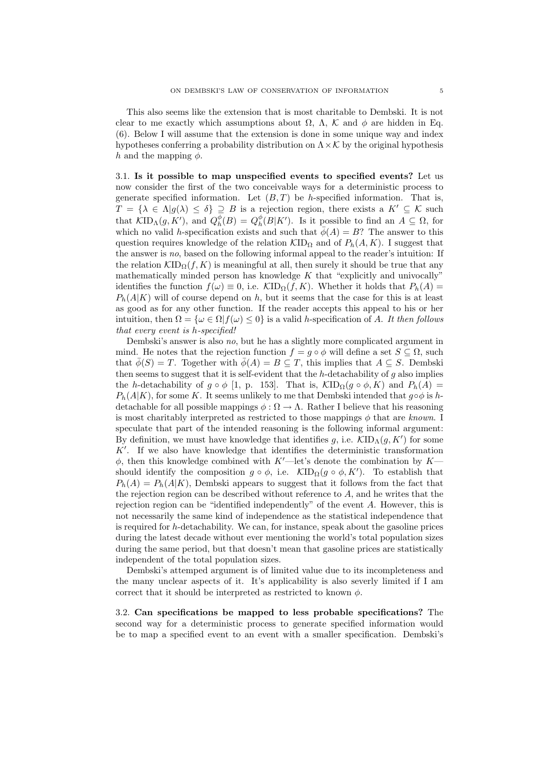This also seems like the extension that is most charitable to Dembski. It is not clear to me exactly which assumptions about $\Omega$, $\Lambda$, $\mathcal{K}$ and $\phi$ are hidden in Eq. (6). Below I will assume that the extension is done in some unique way and index hypotheses conferring a probability distribution on $\Lambda \times \mathcal{K}$ by the original hypothesis $h$ and the mapping $\phi$.

**3.1. Is it possible to map unspecified events to specified events?** Let us now consider the first of the two conceivable ways for a deterministic process to generate specified information. Let $(B, T)$ be $h$-specified information. That is, $T = \{\lambda \in \Lambda | g(\lambda) \leq \delta\} \supseteq B$ is a rejection region, there exists a $K' \subseteq \mathcal{K}$ such that $\mathcal{K}\mathrm{ID}_\Lambda(g, K')$, and $Q_h^\phi(B) = Q_h^\phi(B|K')$. Is it possible to find an $A \subseteq \Omega$, for which no valid $h$-specification exists and such that $\bar{\phi}(A) = B$? The answer to this question requires knowledge of the relation $\mathcal{K}\mathrm{ID}_\Omega$ and of $P_h(A, K)$. I suggest that the answer is *no*, based on the following informal appeal to the reader's intuition: If the relation $\mathcal{K}\mathrm{ID}_\Omega(f, K)$ is meaningful at all, then surely it should be true that any mathematically minded person has knowledge $K$ that "explicitly and univocally" identifies the function $f(\omega) \equiv 0$, i.e. $\mathcal{K}\mathrm{ID}_\Omega(f, K)$. Whether it holds that $P_h(A) = P_h(A|K)$ will of course depend on $h$, but it seems that the case for this is at least as good as for any other function. If the reader accepts this appeal to his or her intuition, then $\Omega = \{\omega \in \Omega | f(\omega) \leq 0\}$ is a valid $h$-specification of $A$. *It then follows that every event is $h$-specified!*

Dembski's answer is also *no*, but he has a slightly more complicated argument in mind. He notes that the rejection function $f = g \circ \phi$ will define a set $S \subseteq \Omega$, such that $\bar{\phi}(S) = T$. Together with $\bar{\phi}(A) = B \subseteq T$, this implies that $A \subseteq S$. Dembski then seems to suggest that it is self-evident that the $h$-detachability of $g$ also implies the $h$-detachability of $g \circ \phi$ [1, p. 153]. That is, $\mathcal{K}\mathrm{ID}_\Omega(g \circ \phi, K)$ and $P_h(A) = P_h(A|K)$, for some $K$. It seems unlikely to me that Dembski intended that $g \circ \phi$ is $h$-detachable for all possible mappings $\phi : \Omega \to \Lambda$. Rather I believe that his reasoning is most charitably interpreted as restricted to those mappings $\phi$ that are *known*. I speculate that part of the intended reasoning is the following informal argument: By definition, we must have knowledge that identifies $g$, i.e. $\mathcal{K}\mathrm{ID}_\Lambda(g, K')$ for some $K'$. If we also have knowledge that identifies the deterministic transformation $\phi$, then this knowledge combined with $K'$—let's denote the combination by $K$—should identify the composition $g \circ \phi$, i.e. $\mathcal{K}\mathrm{ID}_\Omega(g \circ \phi, K')$. To establish that $P_h(A) = P_h(A|K)$, Dembski appears to suggest that it follows from the fact that the rejection region can be described without reference to $A$, and he writes that the rejection region can be "identified independently" of the event $A$. However, this is not necessarily the same kind of independence as the statistical independence that is required for $h$-detachability. We can, for instance, speak about the gasoline prices during the latest decade without ever mentioning the world's total population sizes during the same period, but that doesn't mean that gasoline prices are statistically independent of the total population sizes.

Dembski's attemped argument is of limited value due to its incompleteness and the many unclear aspects of it. It's applicability is also severly limited if I am correct that it should be interpreted as restricted to known $\phi$.

**3.2. Can specifications be mapped to less probable specifications?** The second way for a deterministic process to generate specified information would be to map a specified event to an event with a smaller specification. Dembski's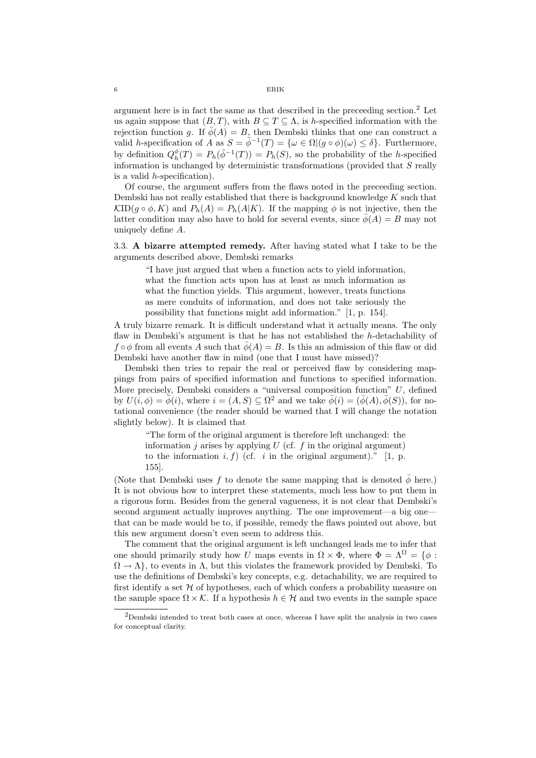argument here is in fact the same as that described in the preceeding section.[2] Let us again suppose that $(B, T)$, with $B \subseteq T \subseteq \Lambda$, is $h$-specified information with the rejection function $g$. If $\bar{\phi}(A) = B$, then Dembski thinks that one can construct a valid $h$-specification of $A$ as $S = \bar{\phi}^{-1}(T) = \{\omega \in \Omega | (g \circ \phi)(\omega) \leq \delta\}$. Furthermore, by definition $Q_h^{\phi}(T) = P_h(\bar{\phi}^{-1}(T)) = P_h(S)$, so the probability of the $h$-specified information is unchanged by deterministic transformations (provided that $S$ really is a valid $h$-specification).

Of course, the argument suffers from the flaws noted in the preceeding section. Dembski has not really established that there is background knowledge $K$ such that $\mathcal{K}\mathrm{ID}(g \circ \phi, K)$ and $P_h(A) = P_h(A|K)$. If the mapping $\phi$ is not injective, then the latter condition may also have to hold for several events, since $\bar{\phi}(A) = B$ may not uniquely define $A$.

3.3. **A bizarre attempted remedy.** After having stated what I take to be the arguments described above, Dembski remarks

> "I have just argued that when a function acts to yield information, what the function acts upon has at least as much information as what the function yields. This argument, however, treats functions as mere conduits of information, and does not take seriously the possibility that functions might add information." [1, p. 154].

A truly bizarre remark. It is difficult understand what it actually means. The only flaw in Dembski's argument is that he has not established the $h$-detachability of $f \circ \phi$ from all events $A$ such that $\bar{\phi}(A) = B$. Is this an admission of this flaw or did Dembski have another flaw in mind (one that I must have missed)?

Dembski then tries to repair the real or perceived flaw by considering mappings from pairs of specified information and functions to specified information. More precisely, Dembski considers a "universal composition function" $U$, defined by $U(i, \phi) = \bar{\phi}(i)$, where $i = (A, S) \subseteq \Omega^2$ and we take $\bar{\phi}(i) = (\bar{\phi}(A), \bar{\phi}(S))$, for notational convenience (the reader should be warned that I will change the notation slightly below). It is claimed that

> "The form of the original argument is therefore left unchanged: the information $j$ arises by applying $U$ (cf. $f$ in the original argument) to the information $i, f$) (cf. $i$ in the original argument)." [1, p. 155].

(Note that Dembski uses $f$ to denote the same mapping that is denoted $\bar{\phi}$ here.) It is not obvious how to interpret these statements, much less how to put them in a rigorous form. Besides from the general vagueness, it is not clear that Dembski's second argument actually improves anything. The one improvement—a big one—that can be made would be to, if possible, remedy the flaws pointed out above, but this new argument doesn't even seem to address this.

The comment that the original argument is left unchanged leads me to infer that one should primarily study how $U$ maps events in $\Omega \times \Phi$, where $\Phi = \Lambda^{\Omega} = \{\phi : \Omega \to \Lambda\}$, to events in $\Lambda$, but this violates the framework provided by Dembski. To use the definitions of Dembski's key concepts, e.g. detachability, we are required to first identify a set $\mathcal{H}$ of hypotheses, each of which confers a probability measure on the sample space $\Omega \times \mathcal{K}$. If a hypothesis $h \in \mathcal{H}$ and two events in the sample space

[2] Dembski intended to treat both cases at once, whereas I have split the analysis in two cases for conceptual clarity.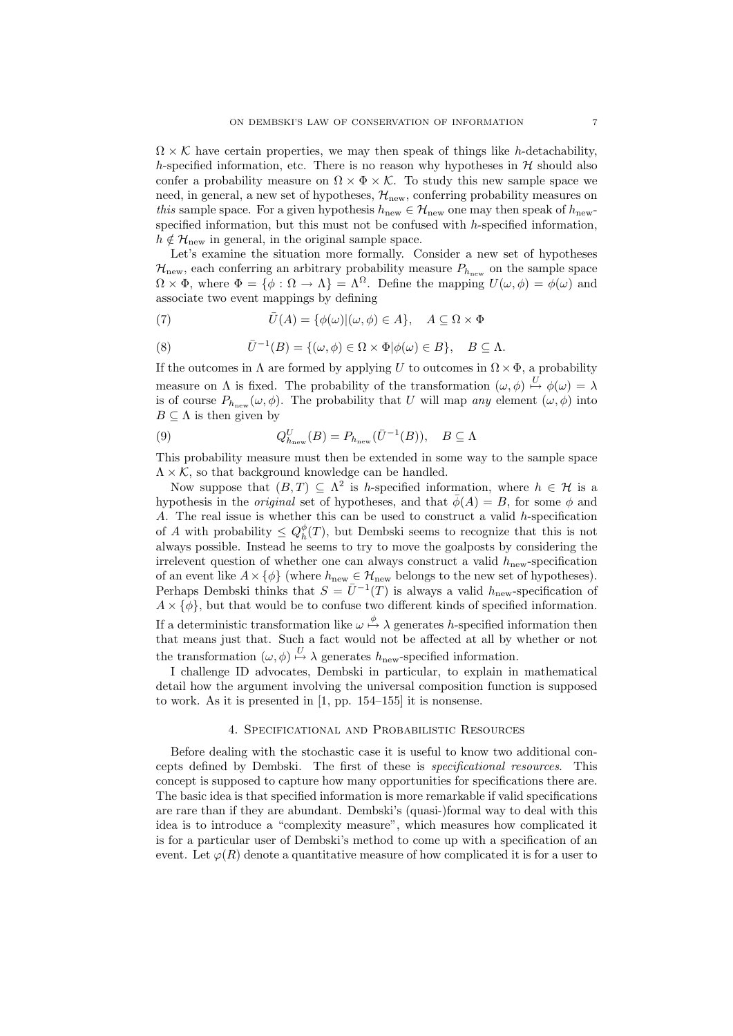$\Omega \times \mathcal{K}$ have certain properties, we may then speak of things like $h$-detachability, $h$-specified information, etc. There is no reason why hypotheses in $\mathcal{H}$ should also confer a probability measure on $\Omega \times \Phi \times \mathcal{K}$. To study this new sample space we need, in general, a new set of hypotheses, $\mathcal{H}_{\text{new}}$, conferring probability measures on *this* sample space. For a given hypothesis $h_{\text{new}} \in \mathcal{H}_{\text{new}}$ one may then speak of $h_{\text{new}}$-specified information, but this must not be confused with $h$-specified information, $h \notin \mathcal{H}_{\text{new}}$ in general, in the original sample space.

Let's examine the situation more formally. Consider a new set of hypotheses $\mathcal{H}_{\text{new}}$, each conferring an arbitrary probability measure $P_{h_{\text{new}}}$ on the sample space $\Omega \times \Phi$, where $\Phi = \{\phi : \Omega \to \Lambda\} = \Lambda^{\Omega}$. Define the mapping $U(\omega, \phi) = \phi(\omega)$ and associate two event mappings by defining

$$\bar{U}(A) = \{\phi(\omega) | (\omega, \phi) \in A\}, \quad A \subseteq \Omega \times \Phi \tag{7}$$

$$\bar{U}^{-1}(B) = \{(\omega, \phi) \in \Omega \times \Phi | \phi(\omega) \in B\}, \quad B \subseteq \Lambda. \tag{8}$$

If the outcomes in $\Lambda$ are formed by applying $U$ to outcomes in $\Omega \times \Phi$, a probability measure on $\Lambda$ is fixed. The probability of the transformation $(\omega, \phi) \overset{U}{\mapsto} \phi(\omega) = \lambda$ is of course $P_{h_{\text{new}}}(\omega, \phi)$. The probability that $U$ will map *any* element $(\omega, \phi)$ into $B \subseteq \Lambda$ is then given by

$$Q^{U}_{h_{\text{new}}}(B) = P_{h_{\text{new}}}(\bar{U}^{-1}(B)), \quad B \subseteq \Lambda \tag{9}$$

This probability measure must then be extended in some way to the sample space $\Lambda \times \mathcal{K}$, so that background knowledge can be handled.

Now suppose that $(B, T) \subseteq \Lambda^2$ is $h$-specified information, where $h \in \mathcal{H}$ is a hypothesis in the *original* set of hypotheses, and that $\bar{\phi}(A) = B$, for some $\phi$ and $A$. The real issue is whether this can be used to construct a valid $h$-specification of $A$ with probability $\leq Q^{\phi}_{h}(T)$, but Dembski seems to recognize that this is not always possible. Instead he seems to try to move the goalposts by considering the irrelevent question of whether one can always construct a valid $h_{\text{new}}$-specification of an event like $A \times \{\phi\}$ (where $h_{\text{new}} \in \mathcal{H}_{\text{new}}$ belongs to the new set of hypotheses). Perhaps Dembski thinks that $S = \bar{U}^{-1}(T)$ is always a valid $h_{\text{new}}$-specification of $A \times \{\phi\}$, but that would be to confuse two different kinds of specified information. If a deterministic transformation like $\omega \overset{\phi}{\mapsto} \lambda$ generates $h$-specified information then that means just that. Such a fact would not be affected at all by whether or not the transformation $(\omega, \phi) \overset{U}{\mapsto} \lambda$ generates $h_{\text{new}}$-specified information.

I challenge ID advocates, Dembski in particular, to explain in mathematical detail how the argument involving the universal composition function is supposed to work. As it is presented in [1, pp. 154–155] it is nonsense.

## 4. Specificational and Probabilistic Resources

Before dealing with the stochastic case it is useful to know two additional concepts defined by Dembski. The first of these is *specificational resources*. This concept is supposed to capture how many opportunities for specifications there are. The basic idea is that specified information is more remarkable if valid specifications are rare than if they are abundant. Dembski's (quasi-)formal way to deal with this idea is to introduce a "complexity measure", which measures how complicated it is for a particular user of Dembski's method to come up with a specification of an event. Let $\varphi(R)$ denote a quantitative measure of how complicated it is for a user to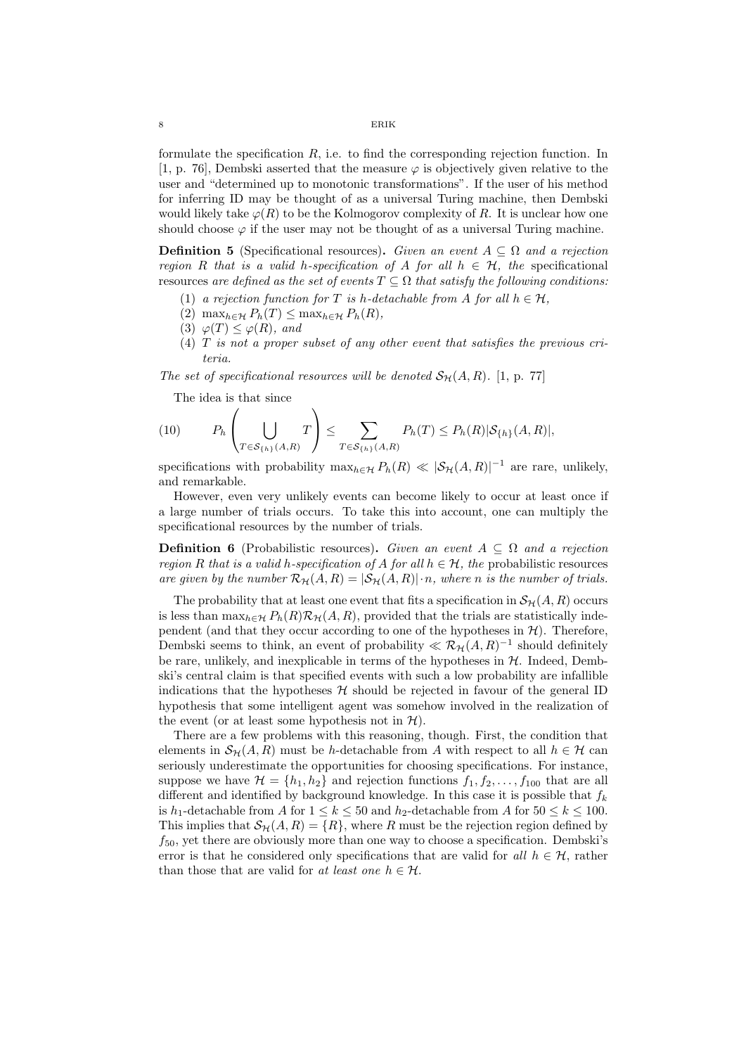formulate the specification $R$, i.e. to find the corresponding rejection function. In [1, p. 76], Dembski asserted that the measure $\varphi$ is objectively given relative to the user and "determined up to monotonic transformations". If the user of his method for inferring ID may be thought of as a universal Turing machine, then Dembski would likely take $\varphi(R)$ to be the Kolmogorov complexity of $R$. It is unclear how one should choose $\varphi$ if the user may not be thought of as a universal Turing machine.

**Definition 5** (Specificational resources). *Given an event $A \subseteq \Omega$ and a rejection region $R$ that is a valid $h$-specification of $A$ for all $h \in \mathcal{H}$, the* specificational resources *are defined as the set of events $T \subseteq \Omega$ that satisfy the following conditions:*

1. *a rejection function for $T$ is $h$-detachable from $A$ for all $h \in \mathcal{H}$,*
2. $\max_{h \in \mathcal{H}} P_h(T) \leq \max_{h \in \mathcal{H}} P_h(R)$,
3. $\varphi(T) \leq \varphi(R)$, *and*
4. *$T$ is not a proper subset of any other event that satisfies the previous criteria.*

*The set of specificational resources will be denoted $\mathcal{S}_{\mathcal{H}}(A, R)$.* [1, p. 77]

The idea is that since

$$P_h\left(\bigcup_{T \in \mathcal{S}_{\{h\}}(A,R)} T\right) \leq \sum_{T \in \mathcal{S}_{\{h\}}(A,R)} P_h(T) \leq P_h(R)|\mathcal{S}_{\{h\}}(A, R)|, \tag{10}$$

specifications with probability $\max_{h \in \mathcal{H}} P_h(R) \ll |\mathcal{S}_{\mathcal{H}}(A, R)|^{-1}$ are rare, unlikely, and remarkable.

However, even very unlikely events can become likely to occur at least once if a large number of trials occurs. To take this into account, one can multiply the specificational resources by the number of trials.

**Definition 6** (Probabilistic resources). *Given an event $A \subseteq \Omega$ and a rejection region $R$ that is a valid $h$-specification of $A$ for all $h \in \mathcal{H}$, the* probabilistic resources *are given by the number $\mathcal{R}_{\mathcal{H}}(A, R) = |\mathcal{S}_{\mathcal{H}}(A, R)| \cdot n$, where $n$ is the number of trials.*

The probability that at least one event that fits a specification in $\mathcal{S}_{\mathcal{H}}(A, R)$ occurs is less than $\max_{h \in \mathcal{H}} P_h(R)\mathcal{R}_{\mathcal{H}}(A, R)$, provided that the trials are statistically independent (and that they occur according to one of the hypotheses in $\mathcal{H}$). Therefore, Dembski seems to think, an event of probability $\ll \mathcal{R}_{\mathcal{H}}(A, R)^{-1}$ should definitely be rare, unlikely, and inexplicable in terms of the hypotheses in $\mathcal{H}$. Indeed, Dembski's central claim is that specified events with such a low probability are infallible indications that the hypotheses $\mathcal{H}$ should be rejected in favour of the general ID hypothesis that some intelligent agent was somehow involved in the realization of the event (or at least some hypothesis not in $\mathcal{H}$).

There are a few problems with this reasoning, though. First, the condition that elements in $\mathcal{S}_{\mathcal{H}}(A, R)$ must be $h$-detachable from $A$ with respect to all $h \in \mathcal{H}$ can seriously underestimate the opportunities for choosing specifications. For instance, suppose we have $\mathcal{H} = \{h_1, h_2\}$ and rejection functions $f_1, f_2, \ldots, f_{100}$ that are all different and identified by background knowledge. In this case it is possible that $f_k$ is $h_1$-detachable from $A$ for $1 \leq k \leq 50$ and $h_2$-detachable from $A$ for $50 \leq k \leq 100$. This implies that $\mathcal{S}_{\mathcal{H}}(A, R) = \{R\}$, where $R$ must be the rejection region defined by $f_{50}$, yet there are obviously more than one way to choose a specification. Dembski's error is that he considered only specifications that are valid for *all* $h \in \mathcal{H}$, rather than those that are valid for *at least one* $h \in \mathcal{H}$.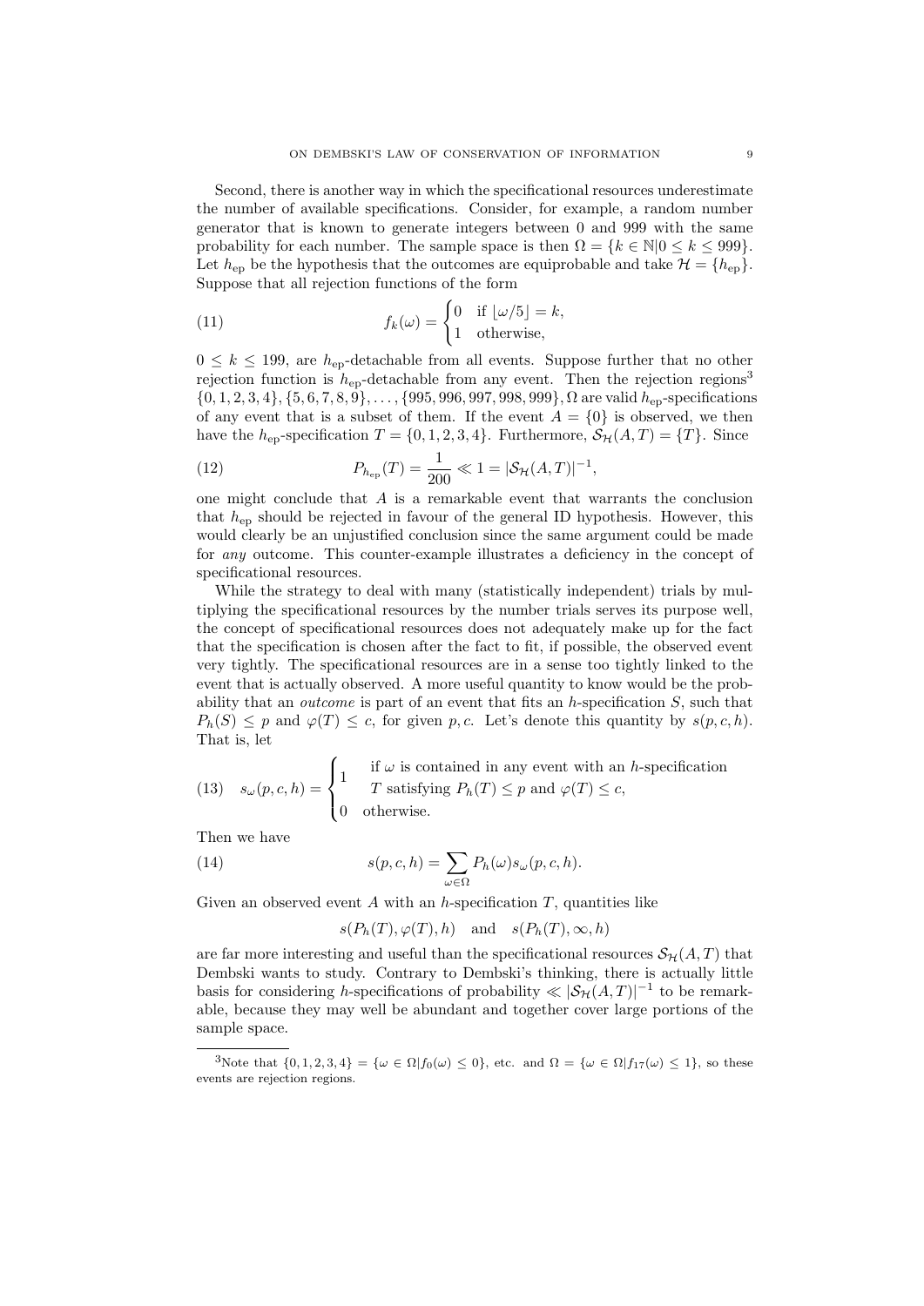Second, there is another way in which the specificational resources underestimate the number of available specifications. Consider, for example, a random number generator that is known to generate integers between 0 and 999 with the same probability for each number. The sample space is then $\Omega = \{k \in \mathbb{N} | 0 \leq k \leq 999\}$. Let $h_{\text{ep}}$ be the hypothesis that the outcomes are equiprobable and take $\mathcal{H} = \{h_{\text{ep}}\}$. Suppose that all rejection functions of the form

$$
f_k(\omega) = \begin{cases} 0 & \text{if } \lfloor \omega/5 \rfloor = k, \\ 1 & \text{otherwise,} \end{cases} \tag{11}
$$

$0 \leq k \leq 199$, are $h_{\text{ep}}$-detachable from all events. Suppose further that no other rejection function is $h_{\text{ep}}$-detachable from any event. Then the rejection regions[3] $\{0, 1, 2, 3, 4\}, \{5, 6, 7, 8, 9\}, \ldots, \{995, 996, 997, 998, 999\}, \Omega$ are valid $h_{\text{ep}}$-specifications of any event that is a subset of them. If the event $A = \{0\}$ is observed, we then have the $h_{\text{ep}}$-specification $T = \{0, 1, 2, 3, 4\}$. Furthermore, $\mathcal{S}_{\mathcal{H}}(A, T) = \{T\}$. Since

$$
P_{h_{\text{ep}}}(T) = \frac{1}{200} \ll 1 = |\mathcal{S}_{\mathcal{H}}(A, T)|^{-1}, \tag{12}
$$

one might conclude that $A$ is a remarkable event that warrants the conclusion that $h_{\text{ep}}$ should be rejected in favour of the general ID hypothesis. However, this would clearly be an unjustified conclusion since the same argument could be made for *any* outcome. This counter-example illustrates a deficiency in the concept of specificational resources.

While the strategy to deal with many (statistically independent) trials by multiplying the specificational resources by the number trials serves its purpose well, the concept of specificational resources does not adequately make up for the fact that the specification is chosen after the fact to fit, if possible, the observed event very tightly. The specificational resources are in a sense too tightly linked to the event that is actually observed. A more useful quantity to know would be the probability that an *outcome* is part of an event that fits an $h$-specification $S$, such that $P_h(S) \leq p$ and $\varphi(T) \leq c$, for given $p, c$. Let's denote this quantity by $s(p, c, h)$. That is, let

$$
s_\omega(p, c, h) = \begin{cases} 1 & \begin{array}{l}\text{if } \omega \text{ is contained in any event with an } h\text{-specification} \\ T \text{ satisfying } P_h(T) \leq p \text{ and } \varphi(T) \leq c,\end{array} \\ 0 & \text{otherwise.} \end{cases} \tag{13}
$$

Then we have

$$
s(p, c, h) = \sum_{\omega \in \Omega} P_h(\omega) s_\omega(p, c, h). \tag{14}
$$

Given an observed event $A$ with an $h$-specification $T$, quantities like

$$
s(P_h(T), \varphi(T), h) \quad \text{and} \quad s(P_h(T), \infty, h)
$$

are far more interesting and useful than the specificational resources $\mathcal{S}_{\mathcal{H}}(A, T)$ that Dembski wants to study. Contrary to Dembski's thinking, there is actually little basis for considering $h$-specifications of probability $\ll |\mathcal{S}_{\mathcal{H}}(A, T)|^{-1}$ to be remarkable, because they may well be abundant and together cover large portions of the sample space.

---

[3] Note that $\{0, 1, 2, 3, 4\} = \{\omega \in \Omega | f_0(\omega) \leq 0\}$, etc. and $\Omega = \{\omega \in \Omega | f_{17}(\omega) \leq 1\}$, so these events are rejection regions.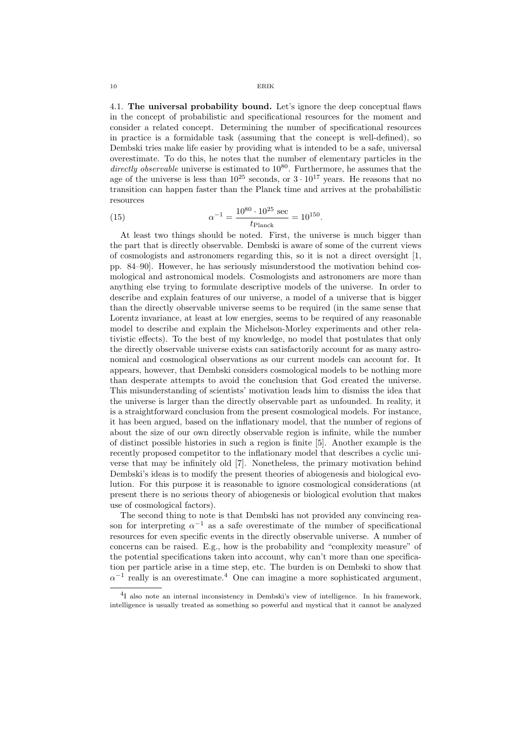4.1. **The universal probability bound.** Let's ignore the deep conceptual flaws in the concept of probabilistic and specificational resources for the moment and consider a related concept. Determining the number of specificational resources in practice is a formidable task (assuming that the concept is well-defined), so Dembski tries make life easier by providing what is intended to be a safe, universal overestimate. To do this, he notes that the number of elementary particles in the *directly observable* universe is estimated to $10^{80}$. Furthermore, he assumes that the age of the universe is less than $10^{25}$ seconds, or $3 \cdot 10^{17}$ years. He reasons that no transition can happen faster than the Planck time and arrives at the probabilistic resources

$$\alpha^{-1} = \frac{10^{80} \cdot 10^{25} \text{ sec}}{t_{\text{Planck}}} = 10^{150}. \tag{15}$$

At least two things should be noted. First, the universe is much bigger than the part that is directly observable. Dembski is aware of some of the current views of cosmologists and astronomers regarding this, so it is not a direct oversight [1, pp. 84–90]. However, he has seriously misunderstood the motivation behind cosmological and astronomical models. Cosmologists and astronomers are more than anything else trying to formulate descriptive models of the universe. In order to describe and explain features of our universe, a model of a universe that is bigger than the directly observable universe seems to be required (in the same sense that Lorentz invariance, at least at low energies, seems to be required of any reasonable model to describe and explain the Michelson-Morley experiments and other relativistic effects). To the best of my knowledge, no model that postulates that only the directly observable universe exists can satisfactorily account for as many astronomical and cosmological observations as our current models can account for. It appears, however, that Dembski considers cosmological models to be nothing more than desperate attempts to avoid the conclusion that God created the universe. This misunderstanding of scientists' motivation leads him to dismiss the idea that the universe is larger than the directly observable part as unfounded. In reality, it is a straightforward conclusion from the present cosmological models. For instance, it has been argued, based on the inflationary model, that the number of regions of about the size of our own directly observable region is infinite, while the number of distinct possible histories in such a region is finite [5]. Another example is the recently proposed competitor to the inflationary model that describes a cyclic universe that may be infinitely old [7]. Nonetheless, the primary motivation behind Dembski's ideas is to modify the present theories of abiogenesis and biological evolution. For this purpose it is reasonable to ignore cosmological considerations (at present there is no serious theory of abiogenesis or biological evolution that makes use of cosmological factors).

The second thing to note is that Dembski has not provided any convincing reason for interpreting $\alpha^{-1}$ as a safe overestimate of the number of specificational resources for even specific events in the directly observable universe. A number of concerns can be raised. E.g., how is the probability and "complexity measure" of the potential specifications taken into account, why can't more than one specification per particle arise in a time step, etc. The burden is on Dembski to show that $\alpha^{-1}$ really is an overestimate.[4] One can imagine a more sophisticated argument,

[4] I also note an internal inconsistency in Dembski's view of intelligence. In his framework, intelligence is usually treated as something so powerful and mystical that it cannot be analyzed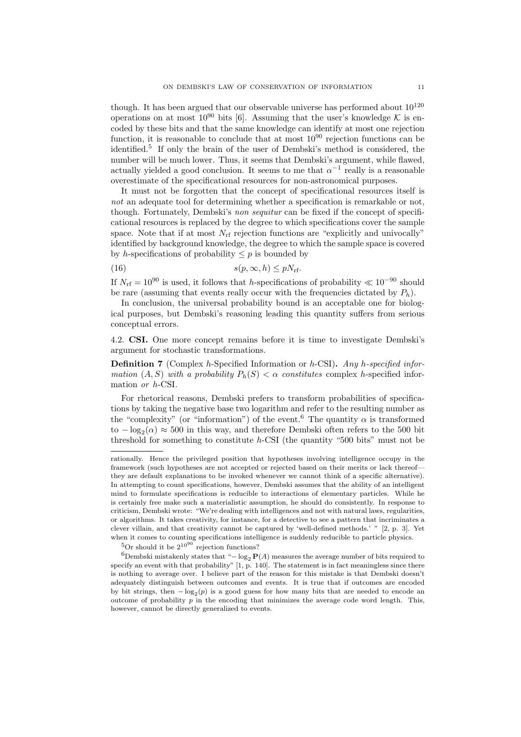though. It has been argued that our observable universe has performed about $10^{120}$ operations on at most $10^{90}$ bits [6]. Assuming that the user's knowledge $\mathcal{K}$ is encoded by these bits and that the same knowledge can identify at most one rejection function, it is reasonable to conclude that at most $10^{90}$ rejection functions can be identified.[5] If only the brain of the user of Dembski's method is considered, the number will be much lower. Thus, it seems that Dembski's argument, while flawed, actually yielded a good conclusion. It seems to me that $\alpha^{-1}$ really is a reasonable overestimate of the specificational resources for non-astronomical purposes.

It must not be forgotten that the concept of specificational resources itself is *not* an adequate tool for determining whether a specification is remarkable or not, though. Fortunately, Dembski's *non sequitur* can be fixed if the concept of specificational resources is replaced by the degree to which specifications cover the sample space. Note that if at most $N_{\text{rf}}$ rejection functions are "explicitly and univocally" identified by background knowledge, the degree to which the sample space is covered by $h$-specifications of probability $\leq p$ is bounded by

$$s(p, \infty, h) \leq pN_{\text{rf}}. \tag{16}$$

If $N_{\text{rf}} = 10^{90}$ is used, it follows that $h$-specifications of probability $\ll 10^{-90}$ should be rare (assuming that events really occur with the frequencies dictated by $P_h$).

In conclusion, the universal probability bound is an acceptable one for biological purposes, but Dembski's reasoning leading this quantity suffers from serious conceptual errors.

4.2. **CSI.** One more concept remains before it is time to investigate Dembski's argument for stochastic transformations.

**Definition 7** (Complex $h$-Specified Information or $h$-CSI)**.** *Any $h$-specified information $(A, S)$ with a probability $P_h(S) < \alpha$ constitutes* complex $h$-specified information *or* $h$-CSI.

For rhetorical reasons, Dembski prefers to transform probabilities of specifications by taking the negative base two logarithm and refer to the resulting number as the "complexity" (or "information") of the event.[6] The quantity $\alpha$ is transformed to $-\log_2(\alpha) \approx 500$ in this way, and therefore Dembski often refers to the 500 bit threshold for something to constitute $h$-CSI (the quantity "500 bits" must not be

---

rationally. Hence the privileged position that hypotheses involving intelligence occupy in the framework (such hypotheses are not accepted or rejected based on their merits or lack thereof—they are default explanations to be invoked whenever we cannot think of a specific alternative). In attempting to count specifications, however, Dembski assumes that the ability of an intelligent mind to formulate specifications is reducible to interactions of elementary particles. While he is certainly free make such a materialistic assumption, he should do consistently. In response to criticism, Dembski wrote: "We're dealing with intelligences and not with natural laws, regularities, or algorithms. It takes creativity, for instance, for a detective to see a pattern that incriminates a clever villain, and that creativity cannot be captured by 'well-defined methods.' " [2, p. 3]. Yet when it comes to counting specifications intelligence is suddenly reducible to particle physics.

[5] Or should it be $2^{10^{90}}$ rejection functions?

[6] Dembski mistakenly states that "$-\log_2 \mathbf{P}(A)$ measures the average number of bits required to specify an event with that probability" [1, p. 140]. The statement is in fact meaningless since there is nothing to average over. I believe part of the reason for this mistake is that Dembski doesn't adequately distinguish between outcomes and events. It is true that if outcomes are encoded by bit strings, then $-\log_2(p)$ is a good guess for how many bits that are needed to encode an outcome of probability $p$ in the encoding that minimizes the average code word length. This, however, cannot be directly generalized to events.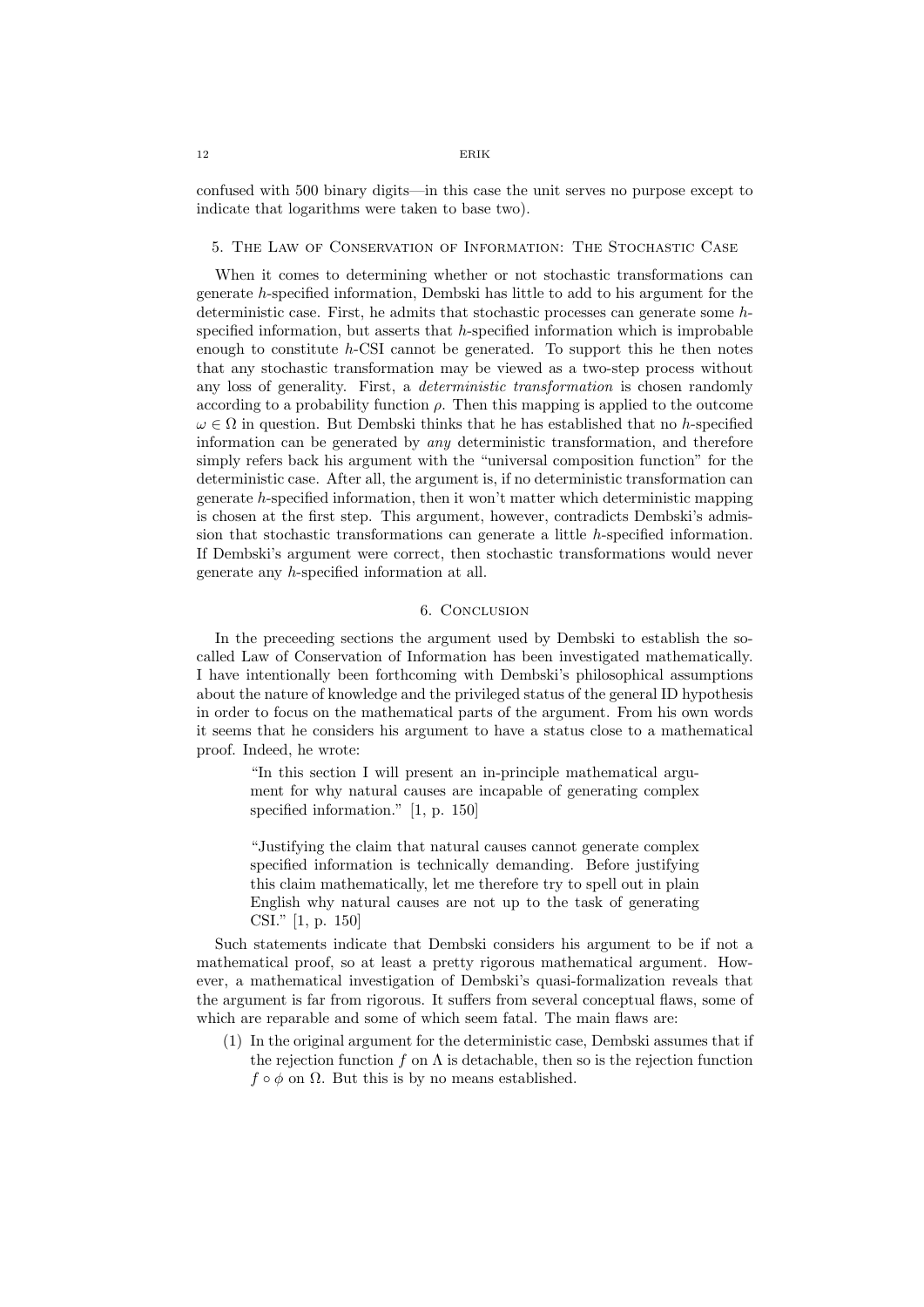confused with 500 binary digits—in this case the unit serves no purpose except to indicate that logarithms were taken to base two).

## 5. The Law of Conservation of Information: The Stochastic Case

When it comes to determining whether or not stochastic transformations can generate $h$-specified information, Dembski has little to add to his argument for the deterministic case. First, he admits that stochastic processes can generate some $h$-specified information, but asserts that $h$-specified information which is improbable enough to constitute $h$-CSI cannot be generated. To support this he then notes that any stochastic transformation may be viewed as a two-step process without any loss of generality. First, a *deterministic transformation* is chosen randomly according to a probability function $\rho$. Then this mapping is applied to the outcome $\omega \in \Omega$ in question. But Dembski thinks that he has established that no $h$-specified information can be generated by *any* deterministic transformation, and therefore simply refers back his argument with the "universal composition function" for the deterministic case. After all, the argument is, if no deterministic transformation can generate $h$-specified information, then it won't matter which deterministic mapping is chosen at the first step. This argument, however, contradicts Dembski's admission that stochastic transformations can generate a little $h$-specified information. If Dembski's argument were correct, then stochastic transformations would never generate any $h$-specified information at all.

## 6. Conclusion

In the preceeding sections the argument used by Dembski to establish the so-called Law of Conservation of Information has been investigated mathematically. I have intentionally been forthcoming with Dembski's philosophical assumptions about the nature of knowledge and the privileged status of the general ID hypothesis in order to focus on the mathematical parts of the argument. From his own words it seems that he considers his argument to have a status close to a mathematical proof. Indeed, he wrote:

> "In this section I will present an in-principle mathematical argument for why natural causes are incapable of generating complex specified information." [1, p. 150]
>
> "Justifying the claim that natural causes cannot generate complex specified information is technically demanding. Before justifying this claim mathematically, let me therefore try to spell out in plain English why natural causes are not up to the task of generating CSI." [1, p. 150]

Such statements indicate that Dembski considers his argument to be if not a mathematical proof, so at least a pretty rigorous mathematical argument. However, a mathematical investigation of Dembski's quasi-formalization reveals that the argument is far from rigorous. It suffers from several conceptual flaws, some of which are reparable and some of which seem fatal. The main flaws are:

1. In the original argument for the deterministic case, Dembski assumes that if the rejection function $f$ on $\Lambda$ is detachable, then so is the rejection function $f \circ \phi$ on $\Omega$. But this is by no means established.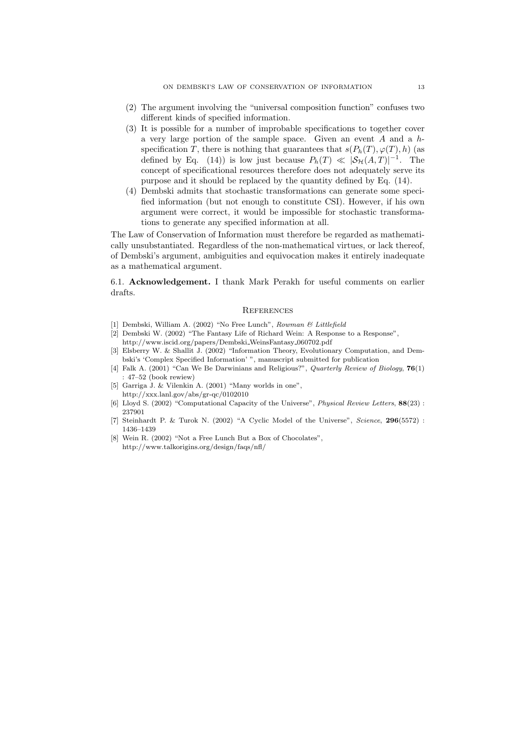(2) The argument involving the "universal composition function" confuses two different kinds of specified information.

(3) It is possible for a number of improbable specifications to together cover a very large portion of the sample space. Given an event $A$ and a $h$-specification $T$, there is nothing that guarantees that $s(P_h(T), \varphi(T), h)$ (as defined by Eq. (14)) is low just because $P_h(T) \ll |\mathcal{S}_{\mathcal{H}}(A,T)|^{-1}$. The concept of specificational resources therefore does not adequately serve its purpose and it should be replaced by the quantity defined by Eq. (14).

(4) Dembski admits that stochastic transformations can generate some specified information (but not enough to constitute CSI). However, if his own argument were correct, it would be impossible for stochastic transformations to generate any specified information at all.

The Law of Conservation of Information must therefore be regarded as mathematically unsubstantiated. Regardless of the non-mathematical virtues, or lack thereof, of Dembski's argument, ambiguities and equivocation makes it entirely inadequate as a mathematical argument.

6.1. **Acknowledgement.** I thank Mark Perakh for useful comments on earlier drafts.

## References

[1] Dembski, William A. (2002) "No Free Lunch", *Rowman & Littlefield*

[2] Dembski W. (2002) "The Fantasy Life of Richard Wein: A Response to a Response", http://www.iscid.org/papers/Dembski_WeinsFantasy_060702.pdf

[3] Elsberry W. & Shallit J. (2002) "Information Theory, Evolutionary Computation, and Dembski's 'Complex Specified Information' ", manuscript submitted for publication

[4] Falk A. (2001) "Can We Be Darwinians and Religious?", *Quarterly Review of Biology*, **76**(1) : 47–52 (book rewiew)

[5] Garriga J. & Vilenkin A. (2001) "Many worlds in one", http://xxx.lanl.gov/abs/gr-qc/0102010

[6] Lloyd S. (2002) "Computational Capacity of the Universe", *Physical Review Letters*, **88**(23) : 237901

[7] Steinhardt P. & Turok N. (2002) "A Cyclic Model of the Universe", *Science*, **296**(5572) : 1436–1439

[8] Wein R. (2002) "Not a Free Lunch But a Box of Chocolates", http://www.talkorigins.org/design/faqs/nfl/